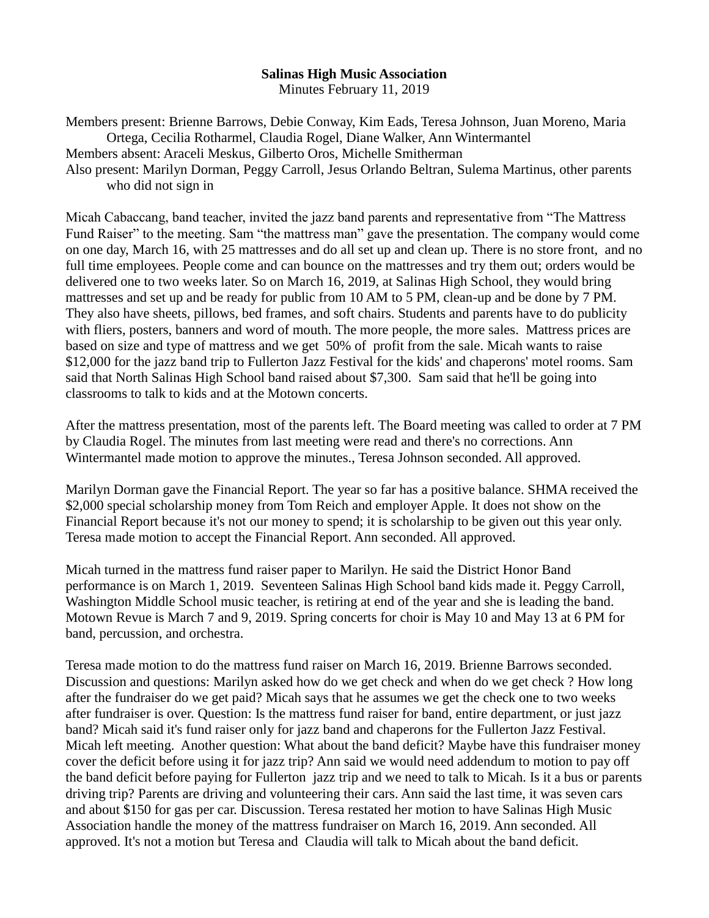**Salinas High Music Association**
Minutes February 11, 2019

Members present: Brienne Barrows, Debie Conway, Kim Eads, Teresa Johnson, Juan Moreno, Maria Ortega, Cecilia Rotharmel, Claudia Rogel, Diane Walker, Ann Wintermantel
Members absent: Araceli Meskus, Gilberto Oros, Michelle Smitherman
Also present: Marilyn Dorman, Peggy Carroll, Jesus Orlando Beltran, Sulema Martinus, other parents who did not sign in

Micah Cabaccang, band teacher, invited the jazz band parents and representative from "The Mattress Fund Raiser" to the meeting. Sam "the mattress man" gave the presentation. The company would come on one day, March 16, with 25 mattresses and do all set up and clean up. There is no store front, and no full time employees. People come and can bounce on the mattresses and try them out; orders would be delivered one to two weeks later. So on March 16, 2019, at Salinas High School, they would bring mattresses and set up and be ready for public from 10 AM to 5 PM, clean-up and be done by 7 PM. They also have sheets, pillows, bed frames, and soft chairs. Students and parents have to do publicity with fliers, posters, banners and word of mouth. The more people, the more sales. Mattress prices are based on size and type of mattress and we get 50% of profit from the sale. Micah wants to raise $12,000 for the jazz band trip to Fullerton Jazz Festival for the kids' and chaperons' motel rooms. Sam said that North Salinas High School band raised about $7,300. Sam said that he'll be going into classrooms to talk to kids and at the Motown concerts.

After the mattress presentation, most of the parents left. The Board meeting was called to order at 7 PM by Claudia Rogel. The minutes from last meeting were read and there's no corrections. Ann Wintermantel made motion to approve the minutes., Teresa Johnson seconded. All approved.

Marilyn Dorman gave the Financial Report. The year so far has a positive balance. SHMA received the $2,000 special scholarship money from Tom Reich and employer Apple. It does not show on the Financial Report because it's not our money to spend; it is scholarship to be given out this year only. Teresa made motion to accept the Financial Report. Ann seconded. All approved.

Micah turned in the mattress fund raiser paper to Marilyn. He said the District Honor Band performance is on March 1, 2019. Seventeen Salinas High School band kids made it. Peggy Carroll, Washington Middle School music teacher, is retiring at end of the year and she is leading the band. Motown Revue is March 7 and 9, 2019. Spring concerts for choir is May 10 and May 13 at 6 PM for band, percussion, and orchestra.

Teresa made motion to do the mattress fund raiser on March 16, 2019. Brienne Barrows seconded. Discussion and questions: Marilyn asked how do we get check and when do we get check ? How long after the fundraiser do we get paid? Micah says that he assumes we get the check one to two weeks after fundraiser is over. Question: Is the mattress fund raiser for band, entire department, or just jazz band? Micah said it's fund raiser only for jazz band and chaperons for the Fullerton Jazz Festival. Micah left meeting. Another question: What about the band deficit? Maybe have this fundraiser money cover the deficit before using it for jazz trip? Ann said we would need addendum to motion to pay off the band deficit before paying for Fullerton jazz trip and we need to talk to Micah. Is it a bus or parents driving trip? Parents are driving and volunteering their cars. Ann said the last time, it was seven cars and about $150 for gas per car. Discussion. Teresa restated her motion to have Salinas High Music Association handle the money of the mattress fundraiser on March 16, 2019. Ann seconded. All approved. It's not a motion but Teresa and Claudia will talk to Micah about the band deficit.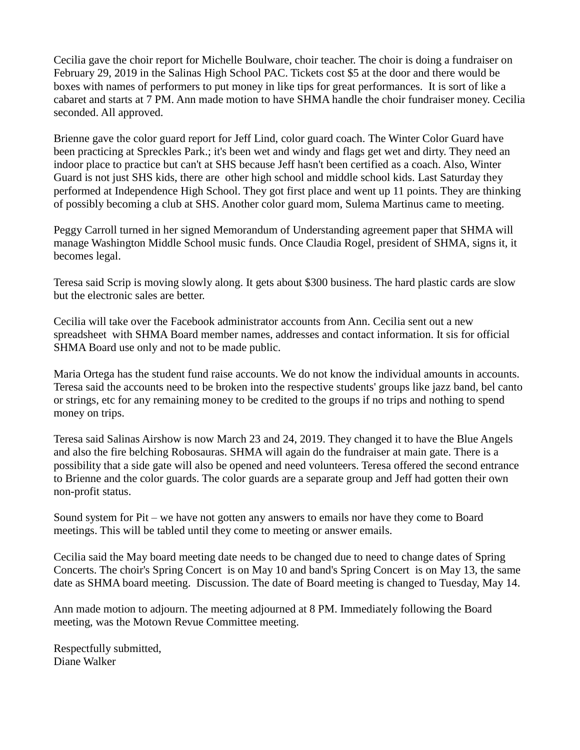Cecilia gave the choir report for Michelle Boulware, choir teacher. The choir is doing a fundraiser on February 29, 2019 in the Salinas High School PAC. Tickets cost $5 at the door and there would be boxes with names of performers to put money in like tips for great performances. It is sort of like a cabaret and starts at 7 PM. Ann made motion to have SHMA handle the choir fundraiser money. Cecilia seconded. All approved.

Brienne gave the color guard report for Jeff Lind, color guard coach. The Winter Color Guard have been practicing at Spreckles Park.; it's been wet and windy and flags get wet and dirty. They need an indoor place to practice but can't at SHS because Jeff hasn't been certified as a coach. Also, Winter Guard is not just SHS kids, there are other high school and middle school kids. Last Saturday they performed at Independence High School. They got first place and went up 11 points. They are thinking of possibly becoming a club at SHS. Another color guard mom, Sulema Martinus came to meeting.

Peggy Carroll turned in her signed Memorandum of Understanding agreement paper that SHMA will manage Washington Middle School music funds. Once Claudia Rogel, president of SHMA, signs it, it becomes legal.

Teresa said Scrip is moving slowly along. It gets about $300 business. The hard plastic cards are slow but the electronic sales are better.

Cecilia will take over the Facebook administrator accounts from Ann. Cecilia sent out a new spreadsheet with SHMA Board member names, addresses and contact information. It sis for official SHMA Board use only and not to be made public.

Maria Ortega has the student fund raise accounts. We do not know the individual amounts in accounts. Teresa said the accounts need to be broken into the respective students' groups like jazz band, bel canto or strings, etc for any remaining money to be credited to the groups if no trips and nothing to spend money on trips.

Teresa said Salinas Airshow is now March 23 and 24, 2019. They changed it to have the Blue Angels and also the fire belching Robosauras. SHMA will again do the fundraiser at main gate. There is a possibility that a side gate will also be opened and need volunteers. Teresa offered the second entrance to Brienne and the color guards. The color guards are a separate group and Jeff had gotten their own non-profit status.

Sound system for Pit – we have not gotten any answers to emails nor have they come to Board meetings. This will be tabled until they come to meeting or answer emails.

Cecilia said the May board meeting date needs to be changed due to need to change dates of Spring Concerts. The choir's Spring Concert is on May 10 and band's Spring Concert is on May 13, the same date as SHMA board meeting. Discussion. The date of Board meeting is changed to Tuesday, May 14.

Ann made motion to adjourn. The meeting adjourned at 8 PM. Immediately following the Board meeting, was the Motown Revue Committee meeting.

Respectfully submitted,
Diane Walker